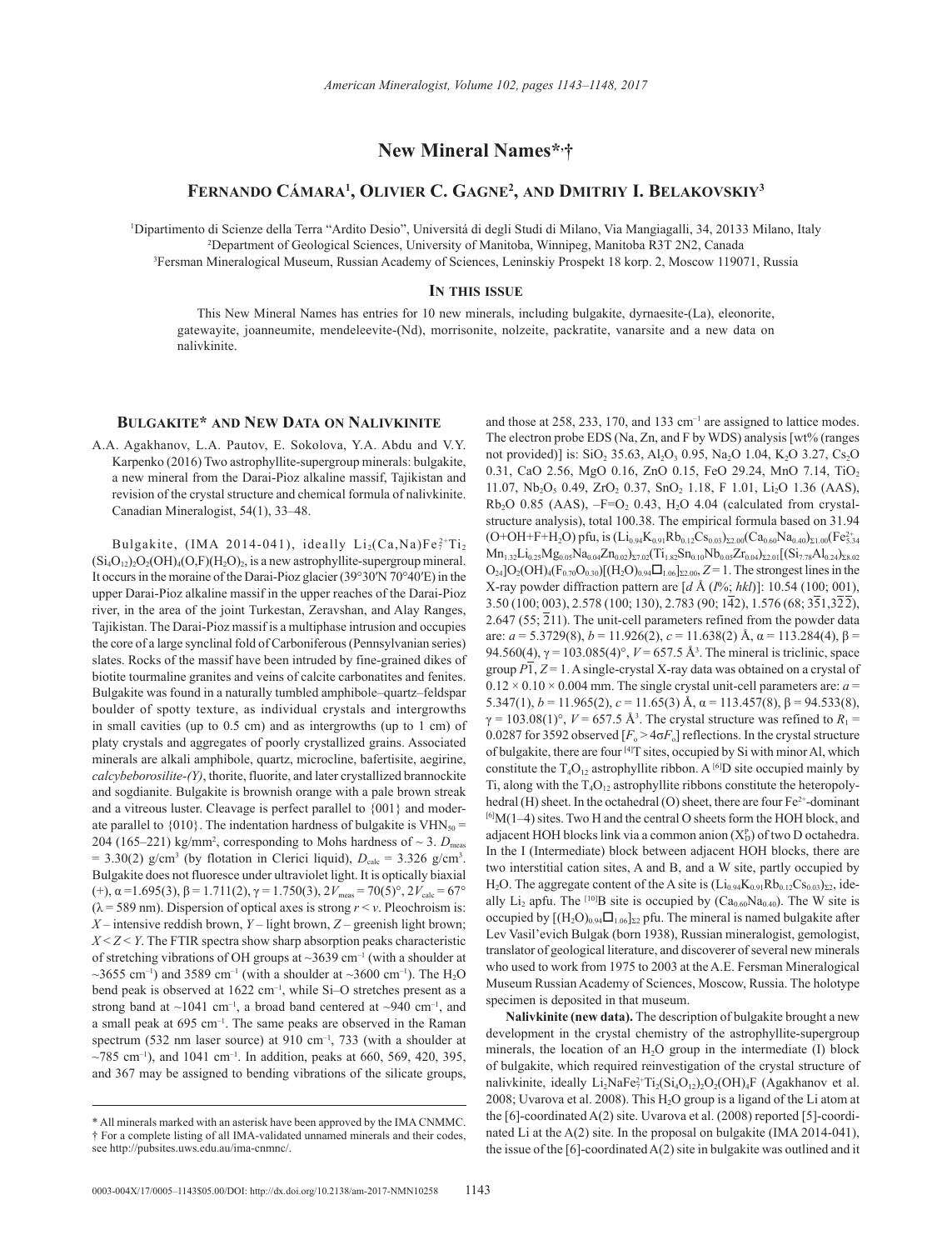# New Mineral Names*,†

## Fernando Cámara[1], Olivier C. Gagne[2], and Dmitriy I. Belakovskiy[3]

[1]Dipartimento di Scienze della Terra "Ardito Desio", Universitá di degli Studi di Milano, Via Mangiagalli, 34, 20133 Milano, Italy
[2]Department of Geological Sciences, University of Manitoba, Winnipeg, Manitoba R3T 2N2, Canada
[3]Fersman Mineralogical Museum, Russian Academy of Sciences, Leninskiy Prospekt 18 korp. 2, Moscow 119071, Russia

### In this issue

This New Mineral Names has entries for 10 new minerals, including bulgakite, dyrnaesite-(La), eleonorite, gatewayite, joanneumite, mendeleevite-(Nd), morrisonite, nolzeite, packratite, vanarsite and a new data on nalivkinite.

## Bulgakite* and New Data on Nalivkinite

A.A. Agakhanov, L.A. Pautov, E. Sokolova, Y.A. Abdu and V.Y. Karpenko (2016) Two astrophyllite-supergroup minerals: bulgakite, a new mineral from the Darai-Pioz alkaline massif, Tajikistan and revision of the crystal structure and chemical formula of nalivkinite. Canadian Mineralogist, 54(1), 33–48.

Bulgakite, (IMA 2014-041), ideally $Li_2(Ca,Na)Fe^{2+}_7Ti_2(Si_4O_{12})_2O_2(OH)_4(O,F)(H_2O)_2$, is a new astrophyllite-supergroup mineral. It occurs in the moraine of the Darai-Pioz glacier (39°30′N 70°40′E) in the upper Darai-Pioz alkaline massif in the upper reaches of the Darai-Pioz river, in the area of the joint Turkestan, Zeravshan, and Alay Ranges, Tajikistan. The Darai-Pioz massif is a multiphase intrusion and occupies the core of a large synclinal fold of Carboniferous (Pennsylvanian series) slates. Rocks of the massif have been intruded by fine-grained dikes of biotite tourmaline granites and veins of calcite carbonatites and fenites. Bulgakite was found in a naturally tumbled amphibole–quartz–feldspar boulder of spotty texture, as individual crystals and intergrowths in small cavities (up to 0.5 cm) and as intergrowths (up to 1 cm) of platy crystals and aggregates of poorly crystallized grains. Associated minerals are alkali amphibole, quartz, microcline, bafertisite, aegirine, *calcybeborosilite-(Y)*, thorite, fluorite, and later crystallized brannockite and sogdianite. Bulgakite is brownish orange with a pale brown streak and a vitreous luster. Cleavage is perfect parallel to {001} and moderate parallel to {010}. The indentation hardness of bulgakite is $VHN_{50}$ = 204 (165–221) kg/mm², corresponding to Mohs hardness of ~ 3. $D_{meas}$ = 3.30(2) g/cm³ (by flotation in Clerici liquid), $D_{calc}$ = 3.326 g/cm³. Bulgakite does not fluoresce under ultraviolet light. It is optically biaxial (+), α =1.695(3), β = 1.711(2), γ = 1.750(3), $2V_{meas}$ = 70(5)°, $2V_{calc}$ = 67° (λ = 589 nm). Dispersion of optical axes is strong $r < v$. Pleochroism is: $X$ – intensive reddish brown, $Y$ – light brown, $Z$ – greenish light brown; $X < Z < Y$. The FTIR spectra show sharp absorption peaks characteristic of stretching vibrations of OH groups at ~3639 cm⁻¹ (with a shoulder at ~3655 cm⁻¹) and 3589 cm⁻¹ (with a shoulder at ~3600 cm⁻¹). The $H_2O$ bend peak is observed at 1622 cm⁻¹, while Si–O stretches present as a strong band at ~1041 cm⁻¹, a broad band centered at ~940 cm⁻¹, and a small peak at 695 cm⁻¹. The same peaks are observed in the Raman spectrum (532 nm laser source) at 910 cm⁻¹, 733 (with a shoulder at ~785 cm⁻¹), and 1041 cm⁻¹. In addition, peaks at 660, 569, 420, 395, and 367 may be assigned to bending vibrations of the silicate groups, and those at 258, 233, 170, and 133 cm⁻¹ are assigned to lattice modes. The electron probe EDS (Na, Zn, and F by WDS) analysis [wt% (ranges not provided)] is: $SiO_2$ 35.63, $Al_2O_3$ 0.95, $Na_2O$ 1.04, $K_2O$ 3.27, $Cs_2O$ 0.31, CaO 2.56, MgO 0.16, ZnO 0.15, FeO 29.24, MnO 7.14, $TiO_2$ 11.07, $Nb_2O_5$ 0.49, $ZrO_2$ 0.37, $SnO_2$ 1.18, F 1.01, $Li_2O$ 1.36 (AAS), $Rb_2O$ 0.85 (AAS), $-F=O_2$ 0.43, $H_2O$ 4.04 (calculated from crystal-structure analysis), total 100.38. The empirical formula based on 31.94 (O+OH+F+$H_2O$) pfu, is $(Li_{0.94}K_{0.91}Rb_{0.12}Cs_{0.03})_{\Sigma 2.00}(Ca_{0.60}Na_{0.40})_{\Sigma 1.00}(Fe^{2+}_{5.34}Mn_{1.32}Li_{0.25}Mg_{0.05}Na_{0.04}Zn_{0.02})_{\Sigma 7.02}(Ti_{1.82}Sn_{0.10}Nb_{0.05}Zr_{0.04})_{\Sigma 2.01}[(Si_{7.78}Al_{0.24})_{\Sigma 8.02}O_{24}]O_2(OH)_4(F_{0.70}O_{0.30})[(H_2O)_{0.94}\square_{1.06}]_{\Sigma 2.00}$, $Z$ = 1. The strongest lines in the X-ray powder diffraction pattern are [$d$ Å ($I$%; $hkl$)]: 10.54 (100; 001), 3.50 (100; 003), 2.578 (100; 130), 2.783 (90; $1\bar{4}2$), 1.576 (68; $3\bar{5}1$,$3\bar{2}\bar{2}$), 2.647 (55; $\bar{2}11$). The unit-cell parameters refined from the powder data are: $a$ = 5.3729(8), $b$ = 11.926(2), $c$ = 11.638(2) Å, α = 113.284(4), β = 94.560(4), γ = 103.085(4)°, $V$ = 657.5 Å³. The mineral is triclinic, space group $P\bar{1}$, $Z$ = 1. A single-crystal X-ray data was obtained on a crystal of 0.12 × 0.10 × 0.004 mm. The single crystal unit-cell parameters are: $a$ = 5.347(1), $b$ = 11.965(2), $c$ = 11.65(3) Å, α = 113.457(8), β = 94.533(8), γ = 103.08(1)°, $V$ = 657.5 Å³. The crystal structure was refined to $R_1$ = 0.0287 for 3592 observed [$F_o > 4\sigma F_o$] reflections. In the crystal structure of bulgakite, there are four $^{[4]}$T sites, occupied by Si with minor Al, which constitute the $T_4O_{12}$ astrophyllite ribbon. A $^{[6]}$D site occupied mainly by Ti, along with the $T_4O_{12}$ astrophyllite ribbons constitute the heteropolyhedral (H) sheet. In the octahedral (O) sheet, there are four $Fe^{2+}$-dominant $^{[6]}$M(1–4) sites. Two H and the central O sheets form the HOH block, and adjacent HOH blocks link via a common anion ($X^P_D$) of two D octahedra. In the I (Intermediate) block between adjacent HOH blocks, there are two interstitial cation sites, A and B, and a W site, partly occupied by $H_2O$. The aggregate content of the A site is $(Li_{0.94}K_{0.91}Rb_{0.12}Cs_{0.03})_{\Sigma 2}$, ideally $Li_2$ apfu. The $^{[10]}$B site is occupied by $(Ca_{0.60}Na_{0.40})$. The W site is occupied by $[(H_2O)_{0.94}\square_{1.06}]_{\Sigma 2}$ pfu. The mineral is named bulgakite after Lev Vasil'evich Bulgak (born 1938), Russian mineralogist, gemologist, translator of geological literature, and discoverer of several new minerals who used to work from 1975 to 2003 at the A.E. Fersman Mineralogical Museum Russian Academy of Sciences, Moscow, Russia. The holotype specimen is deposited in that museum.

**Nalivkinite (new data).** The description of bulgakite brought a new development in the crystal chemistry of the astrophyllite-supergroup minerals, the location of an $H_2O$ group in the intermediate (I) block of bulgakite, which required reinvestigation of the crystal structure of nalivkinite, ideally $Li_2NaFe^{2+}_7Ti_2(Si_4O_{12})_2O_2(OH)_4F$ (Agakhanov et al. 2008; Uvarova et al. 2008). This $H_2O$ group is a ligand of the Li atom at the [6]-coordinated A(2) site. Uvarova et al. (2008) reported [5]-coordinated Li at the A(2) site. In the proposal on bulgakite (IMA 2014-041), the issue of the [6]-coordinated A(2) site in bulgakite was outlined and it

* All minerals marked with an asterisk have been approved by the IMA CNMNC.
† For a complete listing of all IMA-validated unnamed minerals and their codes, see http://pubsites.uws.edu.au/ima-cnmnc/.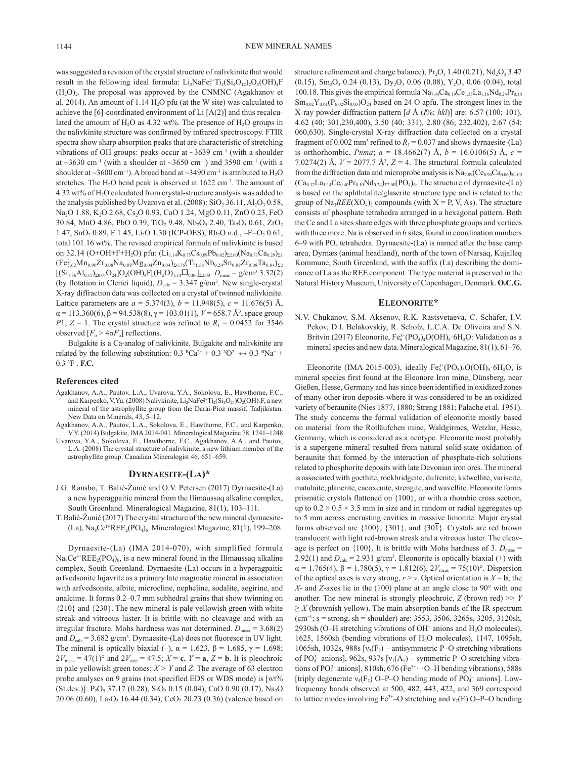was suggested a revision of the crystal structure of nalivkinite that would result in the following ideal formula: $Li_2NaFe^{2+}_7Ti_2(Si_4O_{12})_2O_2(OH)_4F(H_2O)_2$. The proposal was approved by the CNMNC (Agakhanov et al. 2014). An amount of 1.14 $H_2O$ pfu (at the W site) was calculated to achieve the [6]-coordinated environment of Li [A(2)] and thus recalculated the amount of $H_2O$ as 4.32 wt%. The presence of $H_2O$ groups in the nalivkinite structure was confirmed by infrared spectroscopy. FTIR spectra show sharp absorption peaks that are characteristic of stretching vibrations of OH groups: peaks occur at ~3639 $cm^{-1}$ (with a shoulder at ~3630 $cm^{-1}$ (with a shoulder at ~3650 $cm^{-1}$) and 3590 $cm^{-1}$ (with a shoulder at ~3600 $cm^{-1}$). A broad band at ~3490 $cm^{-1}$ is attributed to $H_2O$ stretches. The $H_2O$ bend peak is observed at 1622 $cm^{-1}$. The amount of 4.32 wt% of $H_2O$ calculated from crystal-structure analysis was added to the analysis published by Uvarova et al. (2008): $SiO_2$ 36.11, $Al_2O_3$ 0.58, $Na_2O$ 1.88, $K_2O$ 2.68, $Cs_2O$ 0.93, CaO 1.24, MgO 0.11, ZnO 0.23, FeO 30.84, MnO 4.86, PbO 0.39, $TiO_2$ 9.48, $Nb_2O_5$ 2.40, $Ta_2O_5$ 0.61, $ZrO_2$ 1.47, $SnO_2$ 0.89, F 1.45, $Li_2O$ 1.30 (ICP-OES), $Rb_2O$ n.d., $-F=O_2$ 0.61, total 101.16 wt%. The revised empirical formula of nalivkinite is based on 32.14 (O+OH+F+$H_2O$) pfu: $(Li_{1.14}K_{0.75}Cs_{0.09}Pb_{0.02})_{\Sigma2.00}(Na_{0.71}Ca_{0.29})_{\Sigma1}(Fe^{2+}_{5.62}Mn_{0.90}Zr_{0.08}Na_{0.08}Mg_{0.04}Zn_{0.04})_{\Sigma6.76}(Ti_{1.56}Nb_{0.24}Sn_{0.09}Zr_{0.08}Ta_{0.04})_{\Sigma2}[(Si_{7.86}Al_{0.15})_{\Sigma8.01}O_{24}]O_2(OH)_4F[(H_2O)_{1.14}\square_{0.86}]_{\Sigma2.00}$. $D_{meas}$ = g/cm³ 3.32(2) (by flotation in Clerici liquid), $D_{calc}$ = 3.347 g/cm³. New single-crystal X-ray diffraction data was collected on a crystal of twinned nalivkinite. Lattice parameters are $a$ = 5.374(3), $b$ = 11.948(5), $c$ = 11.676(5) Å, $\alpha$ = 113.360(6), $\beta$ = 94.538(8), $\gamma$ = 103.01(1), $V$ = 658.7 Å³, space group $P\overline{1}$, $Z$ = 1. The crystal structure was refined to $R_1$ = 0.0452 for 3546 observed [$F_o > 4\sigma F_o$] reflections.

Bulgakite is a Ca-analog of nalivkinite. Bulgakite and nalivkinite are related by the following substitution: 0.3 $^BCa^{2+}$ + 0.3 $^XO^{2-}$ ↔ 0.3 $^BNa^+$ + 0.3 $^XF^-$. **F.C.**

### References cited

Agakhanov, A.A., Pautov, L.A., Uvarova, Y.A., Sokolova, E., Hawthorne, F.C., and Karpenko, V.Yu. (2008) Nalivkinite, $Li_2NaFe^{2+}_7Ti_2(Si_8O_{24})O_2(OH)_4F$, a new mineral of the astrophyllite group from the Darai-Pioz massif, Tadjikistan. New Data on Minerals, 43, 5–12.

Agakhanov, A.A., Pautov, L.A., Sokolova, E., Hawthorne, F.C., and Karpenko, V.Y. (2014) Bulgakite, IMA 2014-041. Mineralogical Magazine 78, 1241–1248

Uvarova, Y.A., Sokolova, E., Hawthorne, F.C., Agakhanov, A.A., and Pautov, L.A. (2008) The crystal structure of nalivkinite, a new lithium member of the astrophyllite group. Canadian Mineralogist 46, 651–659.

## Dyrnaesite-(La)*

J.G. Rønsbo, T. Balić-Žunić and O.V. Petersen (2017) Dyrnaesite-(La) a new hyperagpaitic mineral from the Ilímaussaq alkaline complex, South Greenland. Mineralogical Magazine, 81(1), 103–111.

T. Balić-Žunić (2017) The crystal structure of the new mineral dyrnaesite-(La), $Na_8Ce^{IV}REE_2(PO_4)_6$. Mineralogical Magazine, 81(1), 199–208.

Dyrnaesite-(La) (IMA 2014-070), with simplified formula $Na_8Ce^{4+}REE_2(PO_4)_6$, is a new mineral found in the Ilímaussaq alkaline complex, South Greenland. Dyrnaesite-(La) occurs in a hyperagpaitic arfvedsonite lujavrite as a primary late magmatic mineral in association with arfvedsonite, albite, microcline, nepheline, sodalite, aegirine, and analcime. It forms 0.2–0.7 mm subhedral grains that show twinning on {210} and {230}. The new mineral is pale yellowish green with white streak and vitreous luster. It is brittle with no cleavage and with an irregular fracture. Mohs hardness was not determined. $D_{meas}$ = 3.68(2) and $D_{calc}$ = 3.682 g/cm³. Dyrnaesite-(La) does not fluoresce in UV light. The mineral is optically biaxial (–), $\alpha$ = 1.623, $\beta$ = 1.685, $\gamma$ = 1.698; $2V_{meas}$ = 47(1)° and $2V_{calc}$ = 47.5; $X$ = **c**, $Y$ = **a**, $Z$ = **b**. It is pleochroic in pale yellowish green tones; $X > Y$ and $Z$. The average of 63 electron probe analyses on 9 grains (not specified EDS or WDS mode) is [wt% (St.dev.)]: $P_2O_5$ 37.17 (0.28), $SiO_2$ 0.15 (0.04), CaO 0.90 (0.17), $Na_2O$ 20.06 (0.60), $La_2O_3$ 16.44 (0.34), $CeO_2$ 20.23 (0.36) (valence based on structure refinement and charge balance), $Pr_2O_3$ 1.40 (0.21), $Nd_2O_3$ 3.47 (0.15), $Sm_2O_3$ 0.24 (0.13), $Dy_2O_3$ 0.06 (0.08), $Y_2O_3$ 0.06 (0.04), total 100.18. This gives the empirical formula $Na_{7.44}Ca_{0.19}Ce_{1.35}La_{1.16}Nd_{0.24}Pr_{0.10}Sm_{0.02}Y_{0.01}(P_{6.02}Si_{0.03})O_{24}$ based on 24 O apfu. The strongest lines in the X-ray powder-diffraction pattern [$d$ Å ($I$%; $hkl$)] are: 6.57 (100; 101), 4.62 (40; 301,230,400), 3.50 (40; 331), 2.80 (86; 232,402), 2.67 (54; 060,630). Single-crystal X-ray diffraction data collected on a crystal fragment of 0.002 mm³ refined to $R_1$ = 0.037 and shows dyrnaesite-(La) is orthorhombic, $Pnma$; $a$ = 18.4662(7) Å, $b$ = 16.0106(5) Å, $c$ = 7.0274(2) Å, $V$ = 2077.7 Å³, $Z$ = 4. The structural formula calculated from the diffraction data and microprobe analysis is $Na_{7.89}(Ce_{0.94}Ca_{0.06})_{\Sigma1.00}(Ca_{0.12}La_{1.14}Ce_{0.40}Pr_{0.10}Nd_{0.24})_{\Sigma2.00}(PO_4)_6$. The structure of dyrnaesite-(La) is based on the aphthitalite/glaserite structure type and is related to the group of $Na_3REE(XO_4)_2$ compounds (with X = P, V, As). The structure consists of phosphate tetrahedra arranged in a hexagonal pattern. Both the Ce and La sites share edges with three phosphate groups and vertices with three more. Na is observed in 6 sites, found in coordination numbers 6–9 with $PO_4$ tetrahedra. Dyrnaesite-(La) is named after the base camp area, Dyrnæs (animal headland), north of the town of Narsaq, Kujalleq Kommune, South Greenland, with the suffix (La) describing the dominance of La as the REE component. The type material is preserved in the Natural History Museum, University of Copenhagen, Denmark. **O.C.G.**

## Eleonorite*

N.V. Chukanov, S.M. Aksenov, R.K. Rastsvetaeva, C. Schäfer, I.V. Pekov, D.I. Belakovskiy, R. Scholz, L.C.A. De Oliveira and S.N. Britvin (2017) Eleonorite, $Fe^{3+}_6(PO_4)_4O(OH)_4\cdot6H_2O$: Validation as a mineral species and new data. Mineralogical Magazine, 81(1), 61–76.

Eleonorite (IMA 2015-003), ideally $Fe^{3+}_6(PO_4)_4O(OH)_4\cdot6H_2O$, is mineral species first found at the Eleonore Iron mine, Dünsberg, near Gießen, Hesse, Germany and has since been identified in oxidized zones of many other iron deposits where it was considered to be an oxidized variety of beraunite (Nies 1877, 1880; Streng 1881; Palache et al. 1951). The study concerns the formal validation of eleonorite mostly based on material from the Rotläufchen mine, Waldgirmes, Wetzlar, Hesse, Germany, which is considered as a neotype. Eleonorite most probably is a supergene mineral resulted from natural solid-state oxidation of beraunite that formed by the interaction of phosphate-rich solutions related to phosphorite deposits with late Devonian iron ores. The mineral is associated with goethite, rockbridgeite, dufrenite, kidwellite, variscite, matulaite, planerite, cacoxenite, strengite, and wavellite. Eleonorite forms prismatic crystals flattened on {100}, or with a rhombic cross section, up to 0.2 × 0.5 × 3.5 mm in size and in random or radial aggregates up to 5 mm across encrusting cavities in massive limonite. Major crystal forms observed are {100}, {301}, and {30$\overline{1}$}. Crystals are red brown translucent with light red-brown streak and a vitreous luster. The cleavage is perfect on {100}, It is brittle with Mohs hardness of 3. $D_{meas}$ = 2.92(1) and $D_{calc}$ = 2.931 g/cm³. Eleonorite is optically biaxial (+) with $\alpha$ = 1.765(4), $\beta$ = 1.780(5), $\gamma$ = 1.812(6), $2V_{meas}$ = 75(10)°. Dispersion of the optical axes is very strong, $r > v$. Optical orientation is $X$ = **b**; the $X$- and $Z$-axes lie in the (100) plane at an angle close to 90° with one another. The new mineral is strongly pleochroic, $Z$ (brown red) >> $Y$ ≥ $X$ (brownish yellow). The main absorption bands of the IR spectrum ($cm^{-1}$; s = strong, sh = shoulder) are: 3553, 3506, 3265s, 3205, 3120sh, 2930sh (O–H stretching vibrations of $OH^-$ anions and $H_2O$ molecules), 1625, 1560sh (bending vibrations of $H_2O$ molecules), 1147, 1095sh, 1065sh, 1032s, 988s [$\nu_3(F_2)$ – antisymmetric P–O stretching vibrations of $PO_4^{3-}$ anions], 962s, 937s [$\nu_1(A_1)$ – symmetric P–O stretching vibrations of $PO_4^{3-}$ anions], 810sh, 676 ($Fe^{3+}\cdots$O–H bending vibrations), 588s [triply degenerate $\nu_4(F_2)$ O–P–O bending mode of $PO_4^{3-}$ anions]. Low-frequency bands observed at 500, 482, 443, 422, and 369 correspond to lattice modes involving $Fe^{3+}$–O stretching and $\nu_2$(E) O–P–O bending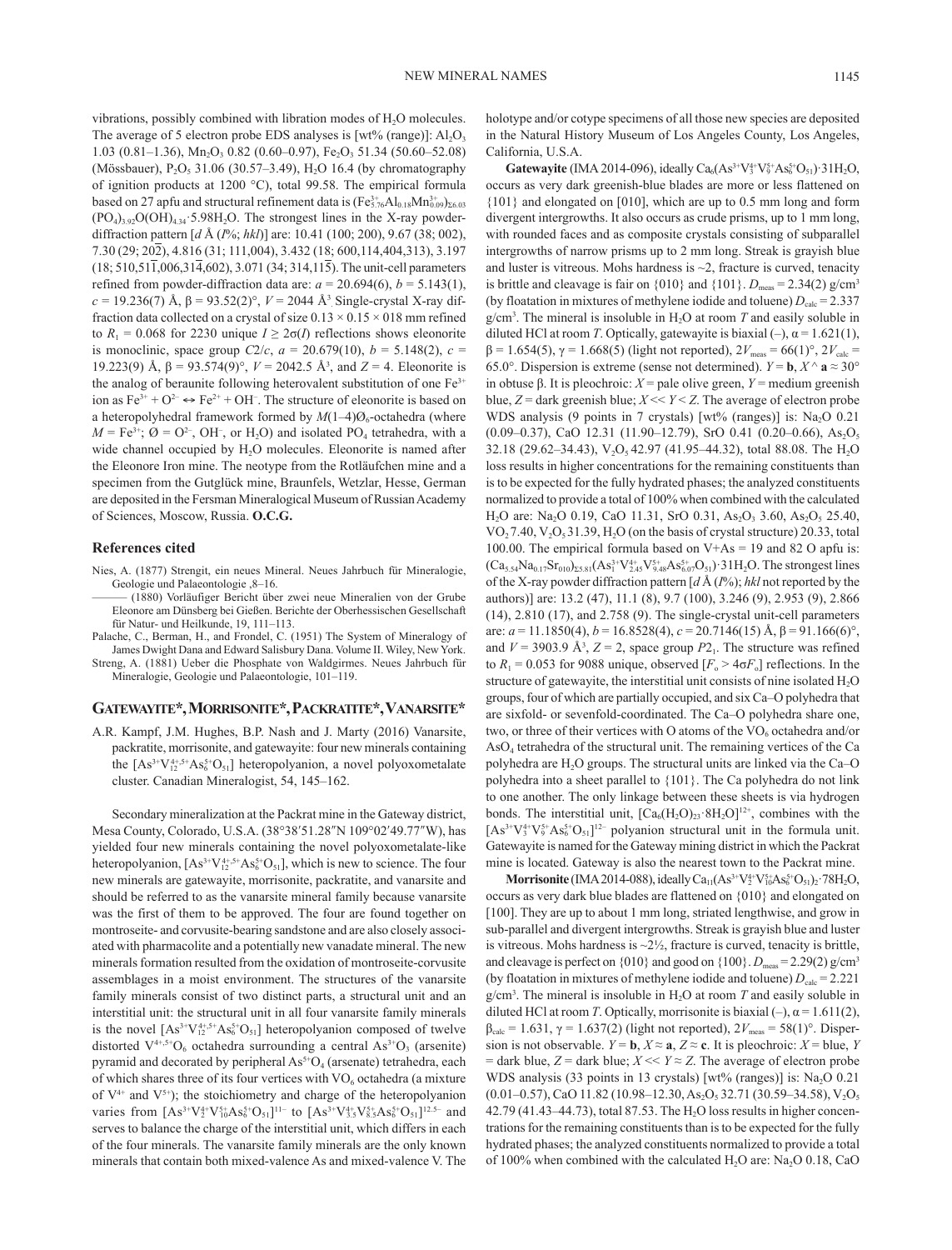vibrations, possibly combined with libration modes of $H_2O$ molecules. The average of 5 electron probe EDS analyses is [wt% (range)]: $Al_2O_3$ 1.03 (0.81–1.36), $Mn_2O_3$ 0.82 (0.60–0.97), $Fe_2O_3$ 51.34 (50.60–52.08) (Mössbauer), $P_2O_5$ 31.06 (30.57–3.49), $H_2O$ 16.4 (by chromatography of ignition products at 1200 °C), total 99.58. The empirical formula based on 27 apfu and structural refinement data is $(Fe^{3+}_{5.76}Al_{0.18}Mn^{3+}_{0.09})_{\Sigma 6.03}(PO_4)_{3.92}O(OH)_{4.34}·5.98H_2O$. The strongest lines in the X-ray powder-diffraction pattern [$d$ Å ($I$%; $hkl$)] are: 10.41 (100; 200), 9.67 (38; 002), 7.30 (29; $20\overline{2}$), 4.816 (31; 111,004), 3.432 (18; 600,114,404,313), 3.197 (18; 510,$51\overline{1}$,006,$31\overline{4}$,602), 3.071 (34; 314,$11\overline{5}$). The unit-cell parameters refined from powder-diffraction data are: $a$ = 20.694(6), $b$ = 5.143(1), $c$ = 19.236(7) Å, β = 93.52(2)°, $V$ = 2044 Å$^3$. Single-crystal X-ray diffraction data collected on a crystal of size 0.13 × 0.15 × 018 mm refined to $R_1$ = 0.068 for 2230 unique $I \geq 2\sigma(I)$ reflections shows eleonorite is monoclinic, space group $C2/c$, $a$ = 20.679(10), $b$ = 5.148(2), $c$ = 19.223(9) Å, β = 93.574(9)°, $V$ = 2042.5 Å$^3$, and $Z$ = 4. Eleonorite is the analog of beraunite following heterovalent substitution of one $Fe^{3+}$ ion as $Fe^{3+} + O^{2-} \leftrightarrow Fe^{2+} + OH^-$. The structure of eleonorite is based on a heteropolyhedral framework formed by $M$(1–4)$Ø_6$-octahedra (where $M = Fe^{3+}$; $Ø = O^{2-}$, $OH^-$, or $H_2O$) and isolated $PO_4$ tetrahedra, with a wide channel occupied by $H_2O$ molecules. Eleonorite is named after the Eleonore Iron mine. The neotype from the Rotläufchen mine and a specimen from the Gutglück mine, Braunfels, Wetzlar, Hesse, German are deposited in the Fersman Mineralogical Museum of Russian Academy of Sciences, Moscow, Russia. **O.C.G.**

## References cited

Nies, A. (1877) Strengit, ein neues Mineral. Neues Jahrbuch für Mineralogie, Geologie und Palaeontologie ,8–16.

——— (1880) Vorläufiger Bericht über zwei neue Mineralien von der Grube Eleonore am Dünsberg bei Gießen. Berichte der Oberhessischen Gesellschaft für Natur- und Heilkunde, 19, 111–113.

Palache, C., Berman, H., and Frondel, C. (1951) The System of Mineralogy of James Dwight Dana and Edsward Salisbury Dana. Volume II. Wiley, New York.

Streng, A. (1881) Ueber die Phosphate von Waldgirmes. Neues Jahrbuch für Mineralogie, Geologie und Palaeontologie, 101–119.

## Gatewayite*, Morrisonite*, Packratite*, Vanarsite*

A.R. Kampf, J.M. Hughes, B.P. Nash and J. Marty (2016) Vanarsite, packratite, morrisonite, and gatewayite: four new minerals containing the $[As^{3+}V^{4+,5+}_{12}As^{5+}_6O_{51}]$ heteropolyanion, a novel polyoxometalate cluster. Canadian Mineralogist, 54, 145–162.

Secondary mineralization at the Packrat mine in the Gateway district, Mesa County, Colorado, U.S.A. (38°38′51.28″N 109°02′49.77″W), has yielded four new minerals containing the novel polyoxometalate-like heteropolyanion, $[As^{3+}V^{4+,5+}_{12}As^{5+}_6O_{51}]$, which is new to science. The four new minerals are gatewayite, morrisonite, packratite, and vanarsite and should be referred to as the vanarsite mineral family because vanarsite was the first of them to be approved. The four are found together on montroseite- and corvusite-bearing sandstone and are also closely associated with pharmacolite and a potentially new vanadate mineral. The new minerals formation resulted from the oxidation of montroseite-corvusite assemblages in a moist environment. The structures of the vanarsite family minerals consist of two distinct parts, a structural unit and an interstitial unit: the structural unit in all four vanarsite family minerals is the novel $[As^{3+}V^{4+,5+}_{12}As^{5+}_6O_{51}]$ heteropolyanion composed of twelve distorted $V^{4+,5+}O_6$ octahedra surrounding a central $As^{3+}O_3$ (arsenite) pyramid and decorated by peripheral $As^{5+}O_4$ (arsenate) tetrahedra, each of which shares three of its four vertices with $VO_6$ octahedra (a mixture of $V^{4+}$ and $V^{5+}$); the stoichiometry and charge of the heteropolyanion varies from $[As^{3+}V^{4+}_2V^{5+}_{10}As^{5+}_6O_{51}]^{11-}$ to $[As^{3+}V^{4+}_{3.5}V^{5+}_{8.5}As^{5+}_6O_{51}]^{12.5-}$ and serves to balance the charge of the interstitial unit, which differs in each of the four minerals. The vanarsite family minerals are the only known minerals that contain both mixed-valence As and mixed-valence V. The holotype and/or cotype specimens of all those new species are deposited in the Natural History Museum of Los Angeles County, Los Angeles, California, U.S.A.

**Gatewayite** (IMA 2014-096), ideally $Ca_6(As^{3+}V^{4+}_3V^{5+}_9As^{5+}_6O_{51})·31H_2O$, occurs as very dark greenish-blue blades are more or less flattened on {101} and elongated on [010], which are up to 0.5 mm long and form divergent intergrowths. It also occurs as crude prisms, up to 1 mm long, with rounded faces and as composite crystals consisting of subparallel intergrowths of narrow prisms up to 2 mm long. Streak is grayish blue and luster is vitreous. Mohs hardness is ~2, fracture is curved, tenacity is brittle and cleavage is fair on {010} and {101}. $D_{meas}$ = 2.34(2) g/cm$^3$ (by floatation in mixtures of methylene iodide and toluene) $D_{calc}$ = 2.337 g/cm$^3$. The mineral is insoluble in $H_2O$ at room $T$ and easily soluble in diluted HCl at room $T$. Optically, gatewayite is biaxial (–), α = 1.621(1), β = 1.654(5), γ = 1.668(5) (light not reported), $2V_{meas}$ = 66(1)°, $2V_{calc}$ = 65.0°. Dispersion is extreme (sense not determined). $Y$ = **b**, $X$ ^ **a** ≈ 30° in obtuse β. It is pleochroic: $X$ = pale olive green, $Y$ = medium greenish blue, $Z$ = dark greenish blue; $X << Y < Z$. The average of electron probe WDS analysis (9 points in 7 crystals) [wt% (ranges)] is: $Na_2O$ 0.21 (0.09–0.37), CaO 12.31 (11.90–12.79), SrO 0.41 (0.20–0.66), $As_2O_5$ 32.18 (29.62–34.43), $V_2O_5$ 42.97 (41.95–44.32), total 88.08. The $H_2O$ loss results in higher concentrations for the remaining constituents than is to be expected for the fully hydrated phases; the analyzed constituents normalized to provide a total of 100% when combined with the calculated $H_2O$ are: $Na_2O$ 0.19, CaO 11.31, SrO 0.31, $As_2O_3$ 3.60, $As_2O_5$ 25.40, $VO_2$ 7.40, $V_2O_5$ 31.39, $H_2O$ (on the basis of crystal structure) 20.33, total 100.00. The empirical formula based on V+As = 19 and 82 O apfu is: $(Ca_{5.54}Na_{0.17}Sr_{010})_{\Sigma 5.81}(As^{3+}_1V^{4+}_{2.45}V^{5+}_{9.48}As^{5+}_{6.07}O_{51})·31H_2O$. The strongest lines of the X-ray powder diffraction pattern [$d$ Å ($I$%); $hkl$ not reported by the authors)] are: 13.2 (47), 11.1 (8), 9.7 (100), 3.246 (9), 2.953 (9), 2.866 (14), 2.810 (17), and 2.758 (9). The single-crystal unit-cell parameters are: $a$ = 11.1850(4), $b$ = 16.8528(4), $c$ = 20.7146(15) Å, β = 91.166(6)°, and $V$ = 3903.9 Å$^3$, $Z$ = 2, space group $P2_1$. The structure was refined to $R_1$ = 0.053 for 9088 unique, observed [$F_o > 4\sigma F_o$] reflections. In the structure of gatewayite, the interstitial unit consists of nine isolated $H_2O$ groups, four of which are partially occupied, and six Ca–O polyhedra that are sixfold- or sevenfold-coordinated. The Ca–O polyhedra share one, two, or three of their vertices with O atoms of the $VO_6$ octahedra and/or $AsO_4$ tetrahedra of the structural unit. The remaining vertices of the Ca polyhedra are $H_2O$ groups. The structural units are linked via the Ca–O polyhedra into a sheet parallel to {101}. The Ca polyhedra do not link to one another. The only linkage between these sheets is via hydrogen bonds. The interstitial unit, $[Ca_6(H_2O)_{23}·8H_2O]^{12+}$, combines with the $[As^{3+}V^{4+}_3V^{5+}_9As^{5+}_6O_{51}]^{12-}$ polyanion structural unit in the formula unit. Gatewayite is named for the Gateway mining district in which the Packrat mine is located. Gateway is also the nearest town to the Packrat mine.

**Morrisonite** (IMA 2014-088), ideally $Ca_{11}(As^{3+}V^{4+}_2V^{5+}_{10}As^{5+}_6O_{51})_2·78H_2O$, occurs as very dark blue blades are flattened on {010} and elongated on [100]. They are up to about 1 mm long, striated lengthwise, and grow in sub-parallel and divergent intergrowths. Streak is grayish blue and luster is vitreous. Mohs hardness is ~2½, fracture is curved, tenacity is brittle, and cleavage is perfect on {010} and good on {100}. $D_{meas}$ = 2.29(2) g/cm$^3$ (by floatation in mixtures of methylene iodide and toluene) $D_{calc}$ = 2.221 g/cm$^3$. The mineral is insoluble in $H_2O$ at room $T$ and easily soluble in diluted HCl at room $T$. Optically, morrisonite is biaxial (–), α = 1.611(2), $\beta_{calc}$ = 1.631, γ = 1.637(2) (light not reported), $2V_{meas}$ = 58(1)°. Dispersion is not observable. $Y$ = **b**, $X$ ≈ **a**, $Z$ ≈ **c**. It is pleochroic: $X$ = blue, $Y$ = dark blue, $Z$ = dark blue; $X << Y \approx Z$. The average of electron probe WDS analysis (33 points in 13 crystals) [wt% (ranges)] is: $Na_2O$ 0.21 (0.01–0.57), CaO 11.82 (10.98–12.30, $As_2O_5$ 32.71 (30.59–34.58), $V_2O_5$ 42.79 (41.43–44.73), total 87.53. The $H_2O$ loss results in higher concentrations for the remaining constituents than is to be expected for the fully hydrated phases; the analyzed constituents normalized to provide a total of 100% when combined with the calculated $H_2O$ are: $Na_2O$ 0.18, CaO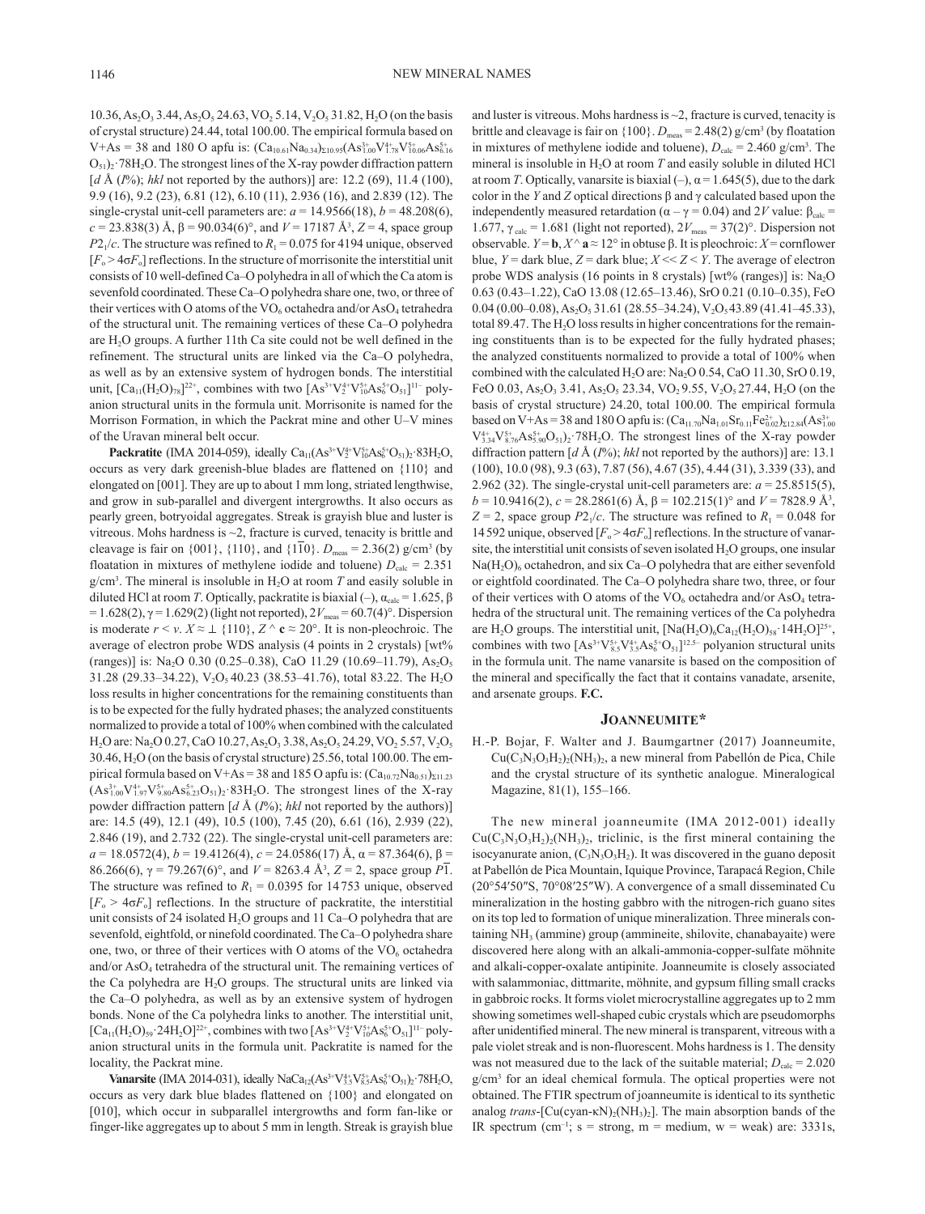10.36, $As_2O_3$ 3.44, $As_2O_5$ 24.63, $VO_2$ 5.14, $V_2O_5$ 31.82, $H_2O$ (on the basis of crystal structure) 24.44, total 100.00. The empirical formula based on V+As = 38 and 180 O apfu is: $(Ca_{10.61}Na_{0.34})_{\Sigma 10.95}(As^{3+}_{1.00}V^{4+}_{1.78}V^{5+}_{10.06}As^{5+}_{6.16}O_{51})_2{\cdot}78H_2O$. The strongest lines of the X-ray powder diffraction pattern [$d$ Å ($I$%); $hkl$ not reported by the authors)] are: 12.2 (69), 11.4 (100), 9.9 (16), 9.2 (23), 6.81 (12), 6.10 (11), 2.936 (16), and 2.839 (12). The single-crystal unit-cell parameters are: $a$ = 14.9566(18), $b$ = 48.208(6), $c$ = 23.838(3) Å, β = 90.034(6)°, and $V$ = 17187 Å$^3$, $Z$ = 4, space group $P2_1/c$. The structure was refined to $R_1$ = 0.075 for 4194 unique, observed [$F_o > 4\sigma F_o$] reflections. In the structure of morrisonite the interstitial unit consists of 10 well-defined Ca–O polyhedra in all of which the Ca atom is sevenfold coordinated. These Ca–O polyhedra share one, two, or three of their vertices with O atoms of the $VO_6$ octahedra and/or $AsO_4$ tetrahedra of the structural unit. The remaining vertices of these Ca–O polyhedra are $H_2O$ groups. A further 11th Ca site could not be well defined in the refinement. The structural units are linked via the Ca–O polyhedra, as well as by an extensive system of hydrogen bonds. The interstitial unit, $[Ca_{11}(H_2O)_{78}]^{22+}$, combines with two $[As^{3+}V^{4+}_2V^{5+}_{10}As^{5+}_6O_{51}]^{11-}$ polyanion structural units in the formula unit. Morrisonite is named for the Morrison Formation, in which the Packrat mine and other U–V mines of the Uravan mineral belt occur.

**Packratite** (IMA 2014-059), ideally $Ca_{11}(As^{3+}V^{4+}_2V^{5+}_{10}As^{5+}_6O_{51})_2{\cdot}83H_2O$, occurs as very dark greenish-blue blades are flattened on {110} and elongated on [001]. They are up to about 1 mm long, striated lengthwise, and grow in sub-parallel and divergent intergrowths. It also occurs as pearly green, botryoidal aggregates. Streak is grayish blue and luster is vitreous. Mohs hardness is ~2, fracture is curved, tenacity is brittle and cleavage is fair on {001}, {110}, and {1$\bar{1}$0}. $D_{meas}$ = 2.36(2) g/cm$^3$ (by floatation in mixtures of methylene iodide and toluene) $D_{calc}$ = 2.351 g/cm$^3$. The mineral is insoluble in $H_2O$ at room $T$ and easily soluble in diluted HCl at room $T$. Optically, packratite is biaxial (–), $\alpha_{calc}$ = 1.625, β = 1.628(2), γ = 1.629(2) (light not reported), $2V_{meas}$ = 60.7(4)°. Dispersion is moderate $r < v$. $X \approx \perp$ {110}, $Z$ ^ **c** ≈ 20°. It is non-pleochroic. The average of electron probe WDS analysis (4 points in 2 crystals) [wt% (ranges)] is: $Na_2O$ 0.30 (0.25–0.38), CaO 11.29 (10.69–11.79), $As_2O_5$ 31.28 (29.33–34.22), $V_2O_5$ 40.23 (38.53–41.76), total 83.22. The $H_2O$ loss results in higher concentrations for the remaining constituents than is to be expected for the fully hydrated phases; the analyzed constituents normalized to provide a total of 100% when combined with the calculated $H_2O$ are: $Na_2O$ 0.27, CaO 10.27, $As_2O_3$ 3.38, $As_2O_5$ 24.29, $VO_2$ 5.57, $V_2O_5$ 30.46, $H_2O$ (on the basis of crystal structure) 25.56, total 100.00. The empirical formula based on V+As = 38 and 185 O apfu is: $(Ca_{10.72}Na_{0.51})_{\Sigma 11.23}(As^{3+}_{1.00}V^{4+}_{1.97}V^{5+}_{9.80}As^{5+}_{6.23}O_{51})_2{\cdot}83H_2O$. The strongest lines of the X-ray powder diffraction pattern [$d$ Å ($I$%); $hkl$ not reported by the authors)] are: 14.5 (49), 12.1 (49), 10.5 (100), 7.45 (20), 6.61 (16), 2.939 (22), 2.846 (19), and 2.732 (22). The single-crystal unit-cell parameters are: $a$ = 18.0572(4), $b$ = 19.4126(4), $c$ = 24.0586(17) Å, α = 87.364(6), β = 86.266(6), γ = 79.267(6)°, and $V$ = 8263.4 Å$^3$, $Z$ = 2, space group $P\bar{1}$. The structure was refined to $R_1$ = 0.0395 for 14753 unique, observed [$F_o > 4\sigma F_o$] reflections. In the structure of packratite, the interstitial unit consists of 24 isolated $H_2O$ groups and 11 Ca–O polyhedra that are sevenfold, eightfold, or ninefold coordinated. The Ca–O polyhedra share one, two, or three of their vertices with O atoms of the $VO_6$ octahedra and/or $AsO_4$ tetrahedra of the structural unit. The remaining vertices of the Ca polyhedra are $H_2O$ groups. The structural units are linked via the Ca–O polyhedra, as well as by an extensive system of hydrogen bonds. None of the Ca polyhedra links to another. The interstitial unit, $[Ca_{11}(H_2O)_{59}{\cdot}24H_2O]^{22+}$, combines with two $[As^{3+}V^{4+}_2V^{5+}_{10}As^{5+}_6O_{51}]^{11-}$ polyanion structural units in the formula unit. Packratite is named for the locality, the Packrat mine.

**Vanarsite** (IMA 2014-031), ideally $NaCa_{12}(As^{3+}V^{4+}_{3.5}V^{5+}_{8.5}As^{5+}_6O_{51})_2{\cdot}78H_2O$, occurs as very dark blue blades flattened on {100} and elongated on [010], which occur in subparallel intergrowths and form fan-like or finger-like aggregates up to about 5 mm in length. Streak is grayish blue and luster is vitreous. Mohs hardness is ~2, fracture is curved, tenacity is brittle and cleavage is fair on {100}. $D_{meas}$ = 2.48(2) g/cm$^3$ (by floatation in mixtures of methylene iodide and toluene), $D_{calc}$ = 2.460 g/cm$^3$. The mineral is insoluble in $H_2O$ at room $T$ and easily soluble in diluted HCl at room $T$. Optically, vanarsite is biaxial (–), α = 1.645(5), due to the dark color in the $Y$ and $Z$ optical directions β and γ calculated based upon the independently measured retardation (α – γ = 0.04) and $2V$ value: $\beta_{calc}$ = 1.677, $\gamma_{calc}$ = 1.681 (light not reported), $2V_{meas}$ = 37(2)°. Dispersion not observable. $Y$ = **b**, $X$ ^ **a** ≈ 12° in obtuse β. It is pleochroic: $X$ = cornflower blue, $Y$ = dark blue, $Z$ = dark blue; $X << Z < Y$. The average of electron probe WDS analysis (16 points in 8 crystals) [wt% (ranges)] is: $Na_2O$ 0.63 (0.43–1.22), CaO 13.08 (12.65–13.46), SrO 0.21 (0.10–0.35), FeO 0.04 (0.00–0.08), $As_2O_5$ 31.61 (28.55–34.24), $V_2O_5$ 43.89 (41.41–45.33), total 89.47. The $H_2O$ loss results in higher concentrations for the remaining constituents than is to be expected for the fully hydrated phases; the analyzed constituents normalized to provide a total of 100% when combined with the calculated $H_2O$ are: $Na_2O$ 0.54, CaO 11.30, SrO 0.19, FeO 0.03, $As_2O_3$ 3.41, $As_2O_5$ 23.34, $VO_2$ 9.55, $V_2O_5$ 27.44, $H_2O$ (on the basis of crystal structure) 24.20, total 100.00. The empirical formula based on V+As = 38 and 180 O apfu is: $(Ca_{11.70}Na_{1.01}Sr_{0.11}Fe^{2+}_{0.02})_{\Sigma 12.84}(As^{3+}_{1.00}V^{4+}_{3.34}V^{5+}_{8.76}As^{5+}_{5.90}O_{51})_2{\cdot}78H_2O$. The strongest lines of the X-ray powder diffraction pattern [$d$ Å ($I$%); $hkl$ not reported by the authors)] are: 13.1 (100), 10.0 (98), 9.3 (63), 7.87 (56), 4.67 (35), 4.44 (31), 3.339 (33), and 2.962 (32). The single-crystal unit-cell parameters are: $a$ = 25.8515(5), $b$ = 10.9416(2), $c$ = 28.2861(6) Å, β = 102.215(1)° and $V$ = 7828.9 Å$^3$, $Z$ = 2, space group $P2_1/c$. The structure was refined to $R_1$ = 0.048 for 14592 unique, observed [$F_o > 4\sigma F_o$] reflections. In the structure of vanarsite, the interstitial unit consists of seven isolated $H_2O$ groups, one insular $Na(H_2O)_6$ octahedron, and six Ca–O polyhedra that are either sevenfold or eightfold coordinated. The Ca–O polyhedra share two, three, or four of their vertices with O atoms of the $VO_6$ octahedra and/or $AsO_4$ tetrahedra of the structural unit. The remaining vertices of the Ca polyhedra are $H_2O$ groups. The interstitial unit, $[Na(H_2O)_6Ca_{12}(H_2O)_{58}{\cdot}14H_2O]^{25+}$, combines with two $[As^{3+}V^{5+}_{8.5}V^{4+}_{3.5}As^{5+}_6O_{51}]^{12.5-}$ polyanion structural units in the formula unit. The name vanarsite is based on the composition of the mineral and specifically the fact that it contains vanadate, arsenite, and arsenate groups. **F.C.**

## Joanneumite*

H.-P. Bojar, F. Walter and J. Baumgartner (2017) Joanneumite, $Cu(C_3N_3O_3H_2)_2(NH_3)_2$, a new mineral from Pabellón de Pica, Chile and the crystal structure of its synthetic analogue. Mineralogical Magazine, 81(1), 155–166.

The new mineral joanneumite (IMA 2012-001) ideally $Cu(C_3N_3O_3H_2)_2(NH_3)_2$, triclinic, is the first mineral containing the isocyanurate anion, $(C_3N_3O_3H_2)$. It was discovered in the guano deposit at Pabellón de Pica Mountain, Iquique Province, Tarapacá Region, Chile (20°54′50″S, 70°08′25″W). A convergence of a small disseminated Cu mineralization in the hosting gabbro with the nitrogen-rich guano sites on its top led to formation of unique mineralization. Three minerals containing $NH_3$ (ammine) group (ammineite, shilovite, chanabayaite) were discovered here along with an alkali-ammonia-copper-sulfate möhnite and alkali-copper-oxalate antipinite. Joanneumite is closely associated with salammoniac, dittmarite, möhnite, and gypsum filling small cracks in gabbroic rocks. It forms violet microcrystalline aggregates up to 2 mm showing sometimes well-shaped cubic crystals which are pseudomorphs after unidentified mineral. The new mineral is transparent, vitreous with a pale violet streak and is non-fluorescent. Mohs hardness is 1. The density was not measured due to the lack of the suitable material; $D_{calc}$ = 2.020 g/cm$^3$ for an ideal chemical formula. The optical properties were not obtained. The FTIR spectrum of joanneumite is identical to its synthetic analog *trans*-$[Cu(cyan\text{-}\kappa N)_2(NH_3)_2]$. The main absorption bands of the IR spectrum (cm$^{-1}$; s = strong, m = medium, w = weak) are: 3331s,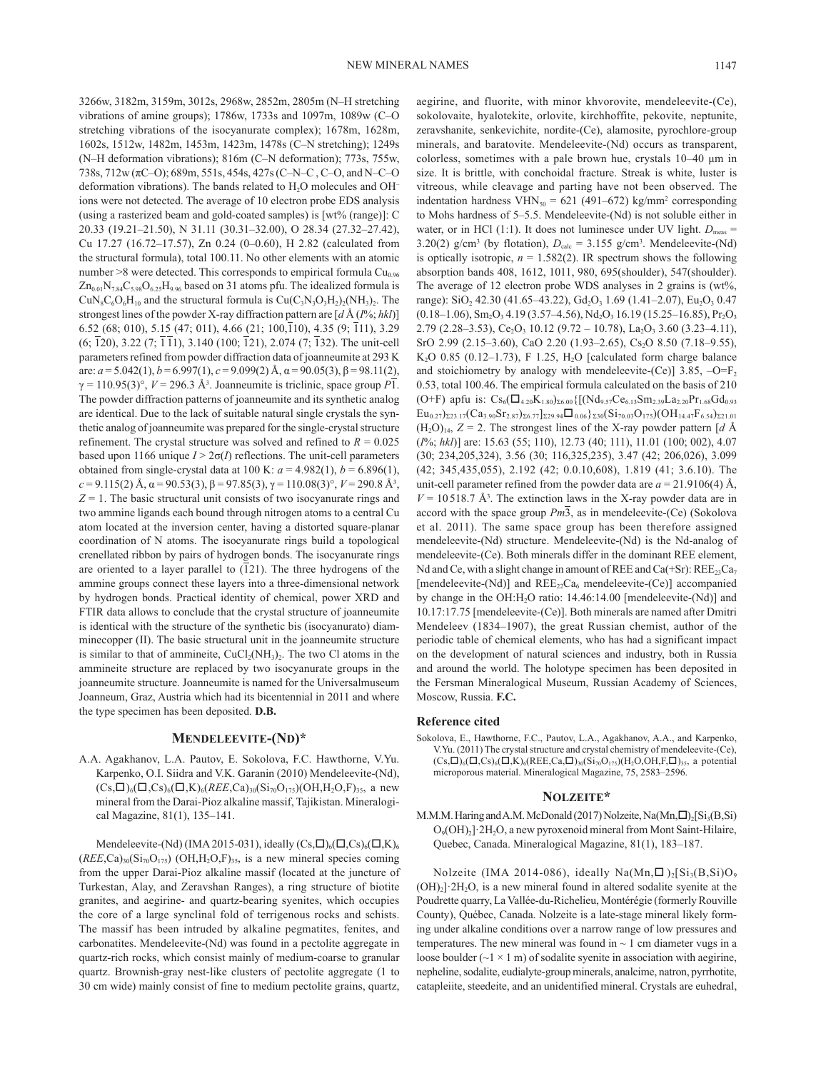3266w, 3182m, 3159m, 3012s, 2968w, 2852m, 2805m (N–H stretching vibrations of amine groups); 1786w, 1733s and 1097m, 1089w (C–O stretching vibrations of the isocyanurate complex); 1678m, 1628m, 1602s, 1512w, 1482m, 1453m, 1423m, 1478s (C–N stretching); 1249s (N–H deformation vibrations); 816m (C–N deformation); 773s, 755w, 738s, 712w (πC–O); 689m, 551s, 454s, 427s (C–N–C , C–O, and N–C–O deformation vibrations). The bands related to $H_2O$ molecules and $OH^-$ ions were not detected. The average of 10 electron probe EDS analysis (using a rasterized beam and gold-coated samples) is [wt% (range)]: C 20.33 (19.21–21.50), N 31.11 (30.31–32.00), O 28.34 (27.32–27.42), Cu 17.27 (16.72–17.57), Zn 0.24 (0–0.60), H 2.82 (calculated from the structural formula), total 100.11. No other elements with an atomic number >8 were detected. This corresponds to empirical formula $Cu_{0.96}Zn_{0.01}N_{7.84}C_{5.98}O_{6.25}H_{9.96}$ based on 31 atoms pfu. The idealized formula is $CuN_8C_6O_6H_{10}$ and the structural formula is $Cu(C_3N_3O_3H_2)_2(NH_3)_2$. The strongest lines of the powder X-ray diffraction pattern are [$d$ Å ($I$%; $hkl$)] 6.52 (68; 010), 5.15 (47; 011), 4.66 (21; 100,$\bar{1}$10), 4.35 (9; $\bar{1}$11), 3.29 (6; $\bar{1}$20), 3.22 (7; $\bar{1}\bar{1}$1), 3.140 (100; $\bar{1}$21), 2.074 (7; $\bar{1}$32). The unit-cell parameters refined from powder diffraction data of joanneumite at 293 K are: $a$ = 5.042(1), $b$ = 6.997(1), $c$ = 9.099(2) Å, α = 90.05(3), β = 98.11(2), γ = 110.95(3)°, $V$ = 296.3 Å³. Joanneumite is triclinic, space group $P\bar{1}$. The powder diffraction patterns of joanneumite and its synthetic analog are identical. Due to the lack of suitable natural single crystals the synthetic analog of joanneumite was prepared for the single-crystal structure refinement. The crystal structure was solved and refined to $R$ = 0.025 based upon 1166 unique $I > 2\sigma(I)$ reflections. The unit-cell parameters obtained from single-crystal data at 100 K: $a$ = 4.982(1), $b$ = 6.896(1), $c$ = 9.115(2) Å, α = 90.53(3), β = 97.85(3), γ = 110.08(3)°, $V$ = 290.8 Å³, $Z$ = 1. The basic structural unit consists of two isocyanurate rings and two ammine ligands each bound through nitrogen atoms to a central Cu atom located at the inversion center, having a distorted square-planar coordination of N atoms. The isocyanurate rings build a topological crenellated ribbon by pairs of hydrogen bonds. The isocyanurate rings are oriented to a layer parallel to ($\bar{1}$21). The three hydrogens of the ammine groups connect these layers into a three-dimensional network by hydrogen bonds. Practical identity of chemical, power XRD and FTIR data allows to conclude that the crystal structure of joanneumite is identical with the structure of the synthetic bis (isocyanurato) diamminecopper (II). The basic structural unit in the joanneumite structure is similar to that of ammineite, $CuCl_2(NH_3)_2$. The two Cl atoms in the ammineite structure are replaced by two isocyanurate groups in the joanneumite structure. Joanneumite is named for the Universalmuseum Joanneum, Graz, Austria which had its bicentennial in 2011 and where the type specimen has been deposited. **D.B.**

## Mendeleevite-(Nd)*

A.A. Agakhanov, L.A. Pautov, E. Sokolova, F.C. Hawthorne, V.Yu. Karpenko, O.I. Siidra and V.K. Garanin (2010) Mendeleevite-(Nd), $(Cs,\square)_6(\square,Cs)_6(\square,K)_6(REE,Ca)_{30}(Si_{70}O_{175})(OH,H_2O,F)_{35}$, a new mineral from the Darai-Pioz alkaline massif, Tajikistan. Mineralogical Magazine, 81(1), 135–141.

Mendeleevite-(Nd) (IMA 2015-031), ideally $(Cs,\square)_6(\square,Cs)_6(\square,K)_6(REE,Ca)_{30}(Si_{70}O_{175})$ $(OH,H_2O,F)_{35}$, is a new mineral species coming from the upper Darai-Pioz alkaline massif (located at the juncture of Turkestan, Alay, and Zeravshan Ranges), a ring structure of biotite granites, and aegirine- and quartz-bearing syenites, which occupies the core of a large synclinal fold of terrigenous rocks and schists. The massif has been intruded by alkaline pegmatites, fenites, and carbonatites. Mendeleevite-(Nd) was found in a pectolite aggregate in quartz-rich rocks, which consist mainly of medium-coarse to granular quartz. Brownish-gray nest-like clusters of pectolite aggregate (1 to 30 cm wide) mainly consist of fine to medium pectolite grains, quartz, aegirine, and fluorite, with minor khvorovite, mendeleevite-(Ce), sokolovaite, hyalotekite, orlovite, kirchhoffite, pekovite, neptunite, zeravshanite, senkevichite, nordite-(Ce), alamosite, pyrochlore-group minerals, and baratovite. Mendeleevite-(Nd) occurs as transparent, colorless, sometimes with a pale brown hue, crystals 10–40 μm in size. It is brittle, with conchoidal fracture. Streak is white, luster is vitreous, while cleavage and parting have not been observed. The indentation hardness $VHN_{50}$ = 621 (491–672) kg/mm² corresponding to Mohs hardness of 5–5.5. Mendeleevite-(Nd) is not soluble either in water, or in HCl (1:1). It does not luminesce under UV light. $D_{meas}$ = 3.20(2) g/cm³ (by flotation), $D_{calc}$ = 3.155 g/cm³. Mendeleevite-(Nd) is optically isotropic, $n$ = 1.582(2). IR spectrum shows the following absorption bands 408, 1612, 1011, 980, 695(shoulder), 547(shoulder). The average of 12 electron probe WDS analyses in 2 grains is (wt%, range): $SiO_2$ 42.30 (41.65–43.22), $Gd_2O_3$ 1.69 (1.41–2.07), $Eu_2O_3$ 0.47 (0.18–1.06), $Sm_2O_3$ 4.19 (3.57–4.56), $Nd_2O_3$ 16.19 (15.25–16.85), $Pr_2O_3$ 2.79 (2.28–3.53), $Ce_2O_3$ 10.12 (9.72 – 10.78), $La_2O_3$ 3.60 (3.23–4.11), SrO 2.99 (2.15–3.60), CaO 2.20 (1.93–2.65), $Cs_2O$ 8.50 (7.18–9.55), $K_2O$ 0.85 (0.12–1.73), F 1.25, $H_2O$ [calculated form charge balance and stoichiometry by analogy with mendeleevite-(Ce)] 3.85, $-O=F_2$ 0.53, total 100.46. The empirical formula calculated on the basis of 210 (O+F) apfu is: $Cs_6(\square_{4.20}K_{1.80})_{\Sigma 6.00}\{[(Nd_{9.57}Ce_{6.13}Sm_{2.39}La_{2.20}Pr_{1.68}Gd_{0.93}Eu_{0.27})_{\Sigma 23.17}(Ca_{3.90}Sr_{2.87})_{\Sigma 6.77}]_{\Sigma 29.94}\square_{0.06}\}_{\Sigma 30}(Si_{70.03}O_{175})(OH_{14.47}F_{6.54})_{\Sigma 21.01}(H_2O)_{14}$, $Z$ = 2. The strongest lines of the X-ray powder pattern [$d$ Å ($I$%; $hkl$)] are: 15.63 (55; 110), 12.73 (40; 111), 11.01 (100; 002), 4.07 (30; 234,205,324), 3.56 (30; 116,325,235), 3.47 (42; 206,026), 3.099 (42; 345,435,055), 2.192 (42; 0.0.10,608), 1.819 (41; 3.6.10). The unit-cell parameter refined from the powder data are $a$ = 21.9106(4) Å, $V$ = 10 518.7 Å³. The extinction laws in the X-ray powder data are in accord with the space group $Pm\bar{3}$, as in mendeleevite-(Ce) (Sokolova et al. 2011). The same space group has been therefore assigned mendeleevite-(Nd) structure. Mendeleevite-(Nd) is the Nd-analog of mendeleevite-(Ce). Both minerals differ in the dominant REE element, Nd and Ce, with a slight change in amount of REE and Ca(+Sr): $REE_{23}Ca_7$ [mendeleevite-(Nd)] and $REE_{22}Ca_6$ mendeleevite-(Ce)] accompanied by change in the OH:$H_2O$ ratio: 14.46:14.00 [mendeleevite-(Nd)] and 10.17:17.75 [mendeleevite-(Ce)]. Both minerals are named after Dmitri Mendeleev (1834–1907), the great Russian chemist, author of the periodic table of chemical elements, who has had a significant impact on the development of natural sciences and industry, both in Russia and around the world. The holotype specimen has been deposited in the Fersman Mineralogical Museum, Russian Academy of Sciences, Moscow, Russia. **F.C.**

### Reference cited

Sokolova, E., Hawthorne, F.C., Pautov, L.A., Agakhanov, A.A., and Karpenko, V.Yu. (2011) The crystal structure and crystal chemistry of mendeleevite-(Ce), $(Cs,\square)_6(\square,Cs)_6(\square,K)_6(REE,Ca,\square)_{30}(Si_{70}O_{175})(H_2O,OH,F,\square)_{35}$, a potential microporous material. Mineralogical Magazine, 75, 2583–2596.

## Nolzeite*

M.M.M. Haring and A.M. McDonald (2017) Nolzeite, $Na(Mn,\square)_2[Si_3(B,Si)O_9(OH)_2]\cdot 2H_2O$, a new pyroxenoid mineral from Mont Saint-Hilaire, Quebec, Canada. Mineralogical Magazine, 81(1), 183–187.

Nolzeite (IMA 2014-086), ideally $Na(Mn,\square)_2[Si_3(B,Si)O_9(OH)_2]\cdot 2H_2O$, is a new mineral found in altered sodalite syenite at the Poudrette quarry, La Vallée-du-Richelieu, Montérégie (formerly Rouville County), Québec, Canada. Nolzeite is a late-stage mineral likely forming under alkaline conditions over a narrow range of low pressures and temperatures. The new mineral was found in ~ 1 cm diameter vugs in a loose boulder (~1 × 1 m) of sodalite syenite in association with aegirine, nepheline, sodalite, eudialyte-group minerals, analcime, natron, pyrrhotite, catapleiite, steedeite, and an unidentified mineral. Crystals are euhedral,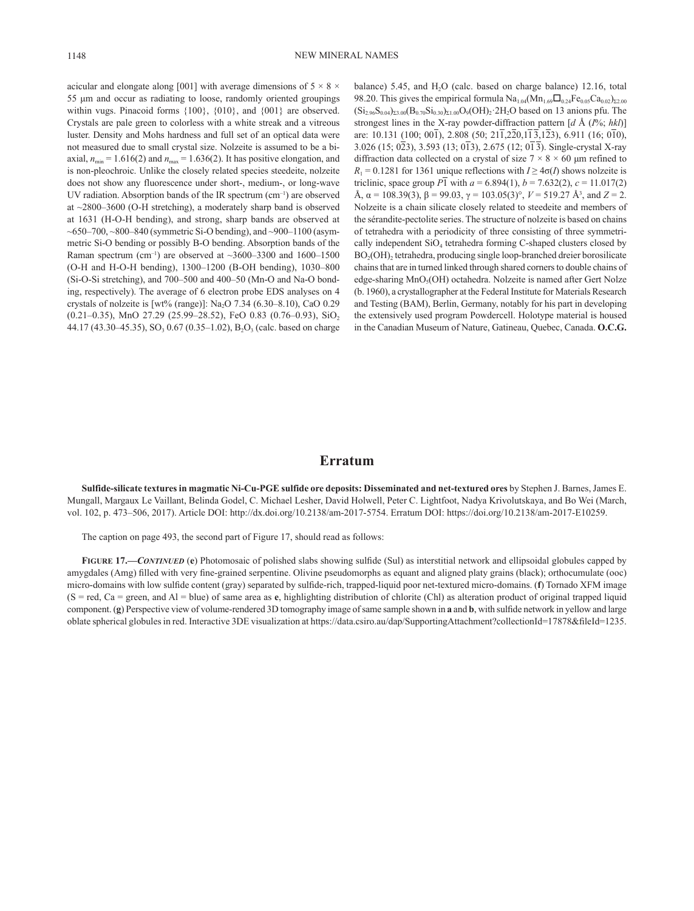acicular and elongate along [001] with average dimensions of 5 × 8 × 55 μm and occur as radiating to loose, randomly oriented groupings within vugs. Pinacoid forms {100}, {010}, and {001} are observed. Crystals are pale green to colorless with a white streak and a vitreous luster. Density and Mohs hardness and full set of an optical data were not measured due to small crystal size. Nolzeite is assumed to be a biaxial, $n_{min}$ = 1.616(2) and $n_{max}$ = 1.636(2). It has positive elongation, and is non-pleochroic. Unlike the closely related species steedeite, nolzeite does not show any fluorescence under short-, medium-, or long-wave UV radiation. Absorption bands of the IR spectrum (cm$^{-1}$) are observed at ~2800–3600 (O-H stretching), a moderately sharp band is observed at 1631 (H-O-H bending), and strong, sharp bands are observed at ~650–700, ~800–840 (symmetric Si-O bending), and ~900–1100 (asymmetric Si-O bending or possibly B-O bending. Absorption bands of the Raman spectrum (cm$^{-1}$) are observed at ~3600–3300 and 1600–1500 (O-H and H-O-H bending), 1300–1200 (B-OH bending), 1030–800 (Si-O-Si stretching), and 700–500 and 400–50 (Mn-O and Na-O bonding, respectively). The average of 6 electron probe EDS analyses on 4 crystals of nolzeite is [wt% (range)]: $Na_2O$ 7.34 (6.30–8.10), CaO 0.29 (0.21–0.35), MnO 27.29 (25.99–28.52), FeO 0.83 (0.76–0.93), $SiO_2$ 44.17 (43.30–45.35), $SO_3$ 0.67 (0.35–1.02), $B_2O_3$ (calc. based on charge balance) 5.45, and $H_2O$ (calc. based on charge balance) 12.16, total 98.20. This gives the empirical formula $Na_{1.04}(Mn_{1.69}\square_{0.24}Fe_{0.05}Ca_{0.02})_{\Sigma 2.00}(Si_{2.96}S_{0.04})_{\Sigma 3.00}(B_{0.70}Si_{0.30})_{\Sigma 1.00}O_9(OH)_2{\cdot}2H_2O$ based on 13 anions pfu. The strongest lines in the X-ray powder-diffraction pattern [$d$ Å ($I$%; $hkl$)] are: 10.131 (100; $00\overline{1}$), 2.808 (50; $21\overline{1}$,$2\overline{2}0$,$1\overline{1}\,\overline{3}$,$1\overline{2}3$), 6.911 (16; $0\overline{1}0$), 3.026 (15; $0\overline{2}3$), 3.593 (13; $0\overline{1}3$), 2.675 (12; $0\overline{1}\,\overline{3}$). Single-crystal X-ray diffraction data collected on a crystal of size 7 × 8 × 60 μm refined to $R_1$ = 0.1281 for 1361 unique reflections with $I \geq 4\sigma(I)$ shows nolzeite is triclinic, space group $P\overline{1}$ with $a$ = 6.894(1), $b$ = 7.632(2), $c$ = 11.017(2) Å, α = 108.39(3), β = 99.03, γ = 103.05(3)°, $V$ = 519.27 Å$^3$, and $Z$ = 2. Nolzeite is a chain silicate closely related to steedeite and members of the sérandite-pectolite series. The structure of nolzeite is based on chains of tetrahedra with a periodicity of three consisting of three symmetrically independent $SiO_4$ tetrahedra forming C-shaped clusters closed by $BO_2(OH)_2$ tetrahedra, producing single loop-branched dreier borosilicate chains that are in turned linked through shared corners to double chains of edge-sharing $MnO_5(OH)$ octahedra. Nolzeite is named after Gert Nolze (b. 1960), a crystallographer at the Federal Institute for Materials Research and Testing (BAM), Berlin, Germany, notably for his part in developing the extensively used program Powdercell. Holotype material is housed in the Canadian Museum of Nature, Gatineau, Quebec, Canada. **O.C.G.**

# Erratum

**Sulfide-silicate textures in magmatic Ni-Cu-PGE sulfide ore deposits: Disseminated and net-textured ores** by Stephen J. Barnes, James E. Mungall, Margaux Le Vaillant, Belinda Godel, C. Michael Lesher, David Holwell, Peter C. Lightfoot, Nadya Krivolutskaya, and Bo Wei (March, vol. 102, p. 473–506, 2017). Article DOI: http://dx.doi.org/10.2138/am-2017-5754. Erratum DOI: https://doi.org/10.2138/am-2017-E10259.

The caption on page 493, the second part of Figure 17, should read as follows:

**Figure 17.—*Continued*** (**e**) Photomosaic of polished slabs showing sulfide (Sul) as interstitial network and ellipsoidal globules capped by amygdales (Amg) filled with very fine-grained serpentine. Olivine pseudomorphs as equant and aligned platy grains (black); orthocumulate (ooc) micro-domains with low sulfide content (gray) separated by sulfide-rich, trapped-liquid poor net-textured micro-domains. (**f**) Tornado XFM image (S = red, Ca = green, and Al = blue) of same area as **e**, highlighting distribution of chlorite (Chl) as alteration product of original trapped liquid component. (**g**) Perspective view of volume-rendered 3D tomography image of same sample shown in **a** and **b**, with sulfide network in yellow and large oblate spherical globules in red. Interactive 3DE visualization at https://data.csiro.au/dap/SupportingAttachment?collectionId=17878&fileId=1235.